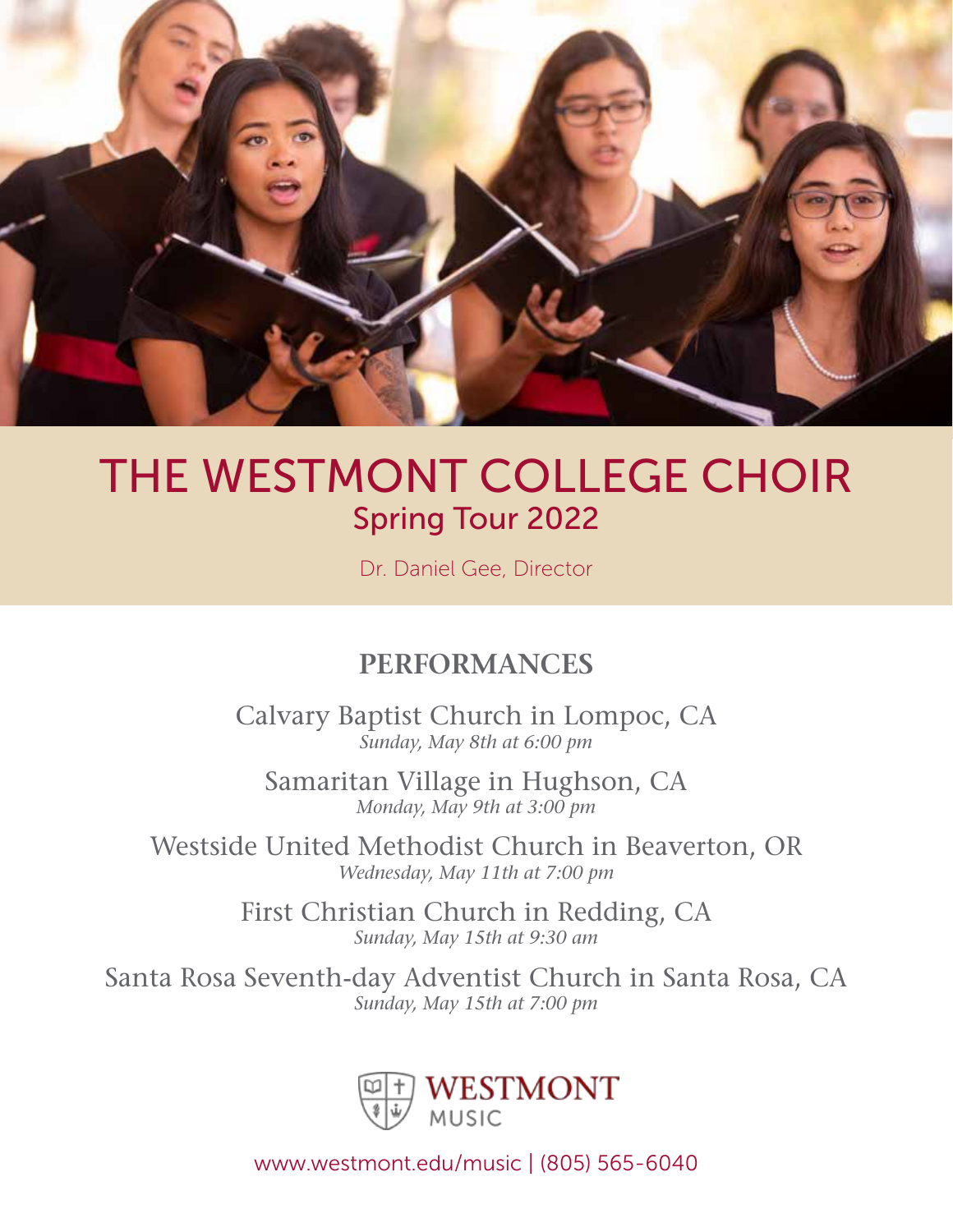# THE WESTMONT COLLEGE CHOIR

## Spring Tour 2022

Dr. Daniel Gee, Director

## PERFORMANCES

Calvary Baptist Church in Lompoc, CA
*Sunday, May 8th at 6:00 pm*

Samaritan Village in Hughson, CA
*Monday, May 9th at 3:00 pm*

Westside United Methodist Church in Beaverton, OR
*Wednesday, May 11th at 7:00 pm*

First Christian Church in Redding, CA
*Sunday, May 15th at 9:30 am*

Santa Rosa Seventh-day Adventist Church in Santa Rosa, CA
*Sunday, May 15th at 7:00 pm*

WESTMONT MUSIC

www.westmont.edu/music | (805) 565-6040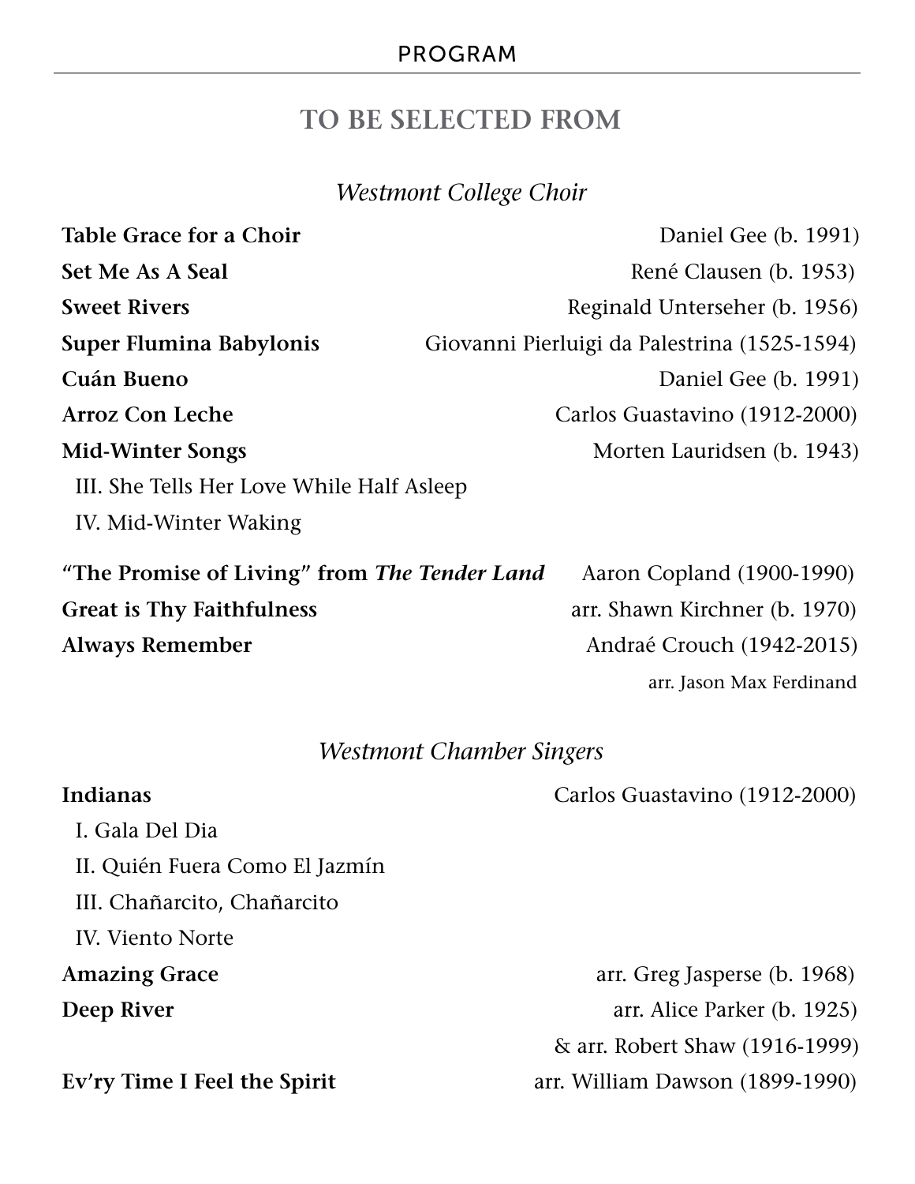## PROGRAM

# TO BE SELECTED FROM

### *Westmont College Choir*

**Table Grace for a Choir** — Daniel Gee (b. 1991)

**Set Me As A Seal** — René Clausen (b. 1953)

**Sweet Rivers** — Reginald Unterseher (b. 1956)

**Super Flumina Babylonis** — Giovanni Pierluigi da Palestrina (1525-1594)

**Cuán Bueno** — Daniel Gee (b. 1991)

**Arroz Con Leche** — Carlos Guastavino (1912-2000)

**Mid-Winter Songs** — Morten Lauridsen (b. 1943)

- III. She Tells Her Love While Half Asleep
- IV. Mid-Winter Waking

**"The Promise of Living" from *The Tender Land*** — Aaron Copland (1900-1990)

**Great is Thy Faithfulness** — arr. Shawn Kirchner (b. 1970)

**Always Remember** — Andraé Crouch (1942-2015)
arr. Jason Max Ferdinand

### *Westmont Chamber Singers*

**Indianas** — Carlos Guastavino (1912-2000)

- I. Gala Del Dia
- II. Quién Fuera Como El Jazmín
- III. Chañarcito, Chañarcito
- IV. Viento Norte

**Amazing Grace** — arr. Greg Jasperse (b. 1968)

**Deep River** — arr. Alice Parker (b. 1925)
& arr. Robert Shaw (1916-1999)

**Ev'ry Time I Feel the Spirit** — arr. William Dawson (1899-1990)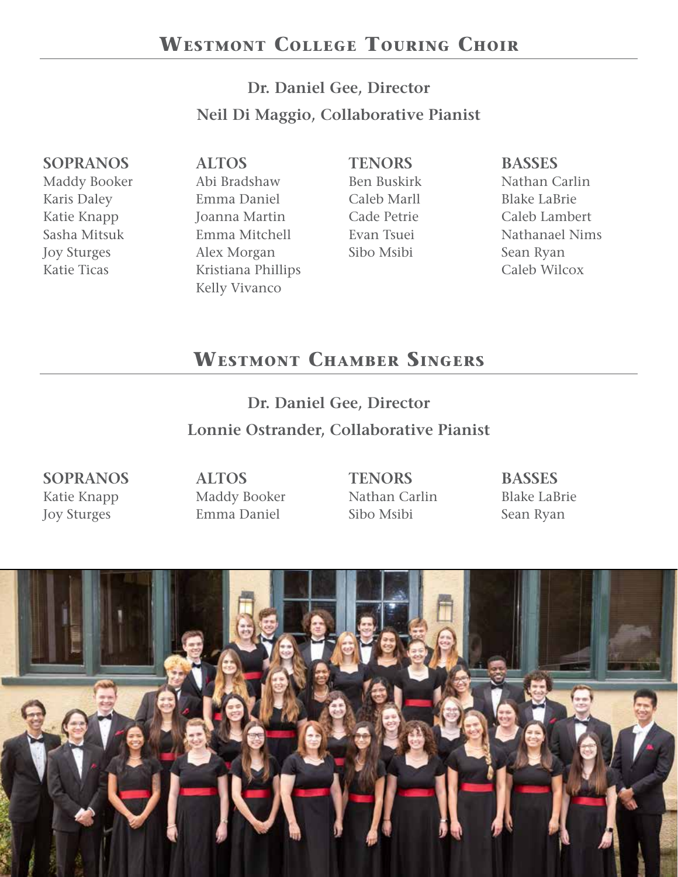# Westmont College Touring Choir

**Dr. Daniel Gee, Director**

**Neil Di Maggio, Collaborative Pianist**

**SOPRANOS**
Maddy Booker
Karis Daley
Katie Knapp
Sasha Mitsuk
Joy Sturges
Katie Ticas

**ALTOS**
Abi Bradshaw
Emma Daniel
Joanna Martin
Emma Mitchell
Alex Morgan
Kristiana Phillips
Kelly Vivanco

**TENORS**
Ben Buskirk
Caleb Marll
Cade Petrie
Evan Tsuei
Sibo Msibi

**BASSES**
Nathan Carlin
Blake LaBrie
Caleb Lambert
Nathanael Nims
Sean Ryan
Caleb Wilcox

# Westmont Chamber Singers

**Dr. Daniel Gee, Director**

**Lonnie Ostrander, Collaborative Pianist**

**SOPRANOS**
Katie Knapp
Joy Sturges

**ALTOS**
Maddy Booker
Emma Daniel

**TENORS**
Nathan Carlin
Sibo Msibi

**BASSES**
Blake LaBrie
Sean Ryan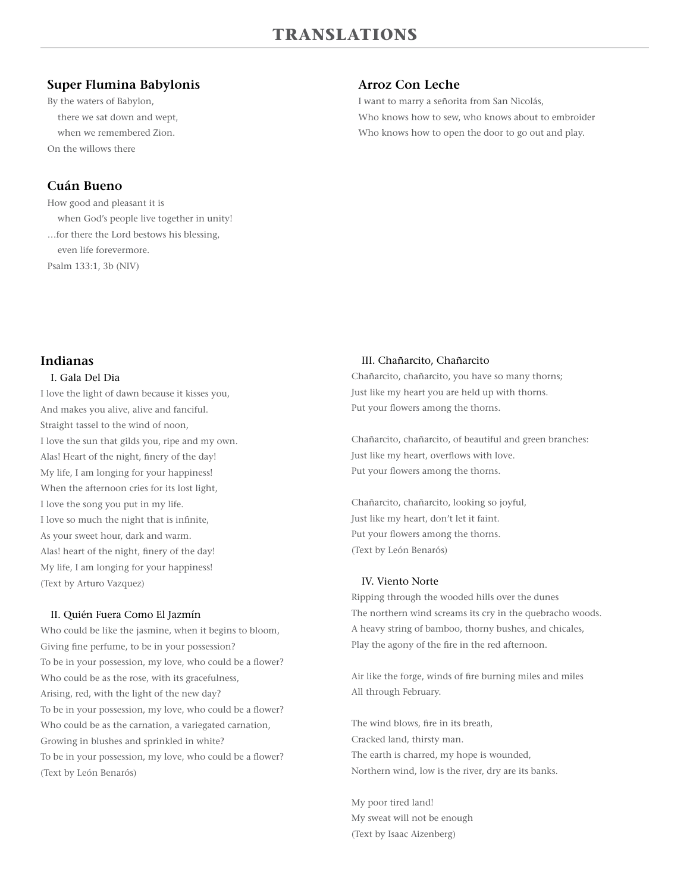# TRANSLATIONS

## Super Flumina Babylonis

By the waters of Babylon,
there we sat down and wept,
when we remembered Zion.
On the willows there

## Cuán Bueno

How good and pleasant it is
when God's people live together in unity!
…for there the Lord bestows his blessing,
even life forevermore.
Psalm 133:1, 3b (NIV)

## Arroz Con Leche

I want to marry a señorita from San Nicolás,
Who knows how to sew, who knows about to embroider
Who knows how to open the door to go out and play.

## Indianas

### I. Gala Del Dia

I love the light of dawn because it kisses you,
And makes you alive, alive and fanciful.
Straight tassel to the wind of noon,
I love the sun that gilds you, ripe and my own.
Alas! Heart of the night, finery of the day!
My life, I am longing for your happiness!
When the afternoon cries for its lost light,
I love the song you put in my life.
I love so much the night that is infinite,
As your sweet hour, dark and warm.
Alas! heart of the night, finery of the day!
My life, I am longing for your happiness!
(Text by Arturo Vazquez)

### II. Quién Fuera Como El Jazmín

Who could be like the jasmine, when it begins to bloom,
Giving fine perfume, to be in your possession?
To be in your possession, my love, who could be a flower?
Who could be as the rose, with its gracefulness,
Arising, red, with the light of the new day?
To be in your possession, my love, who could be a flower?
Who could be as the carnation, a variegated carnation,
Growing in blushes and sprinkled in white?
To be in your possession, my love, who could be a flower?
(Text by León Benarós)

### III. Chañarcito, Chañarcito

Chañarcito, chañarcito, you have so many thorns;
Just like my heart you are held up with thorns.
Put your flowers among the thorns.

Chañarcito, chañarcito, of beautiful and green branches:
Just like my heart, overflows with love.
Put your flowers among the thorns.

Chañarcito, chañarcito, looking so joyful,
Just like my heart, don't let it faint.
Put your flowers among the thorns.
(Text by León Benarós)

### IV. Viento Norte

Ripping through the wooded hills over the dunes
The northern wind screams its cry in the quebracho woods.
A heavy string of bamboo, thorny bushes, and chicales,
Play the agony of the fire in the red afternoon.

Air like the forge, winds of fire burning miles and miles
All through February.

The wind blows, fire in its breath,
Cracked land, thirsty man.
The earth is charred, my hope is wounded,
Northern wind, low is the river, dry are its banks.

My poor tired land!
My sweat will not be enough
(Text by Isaac Aizenberg)